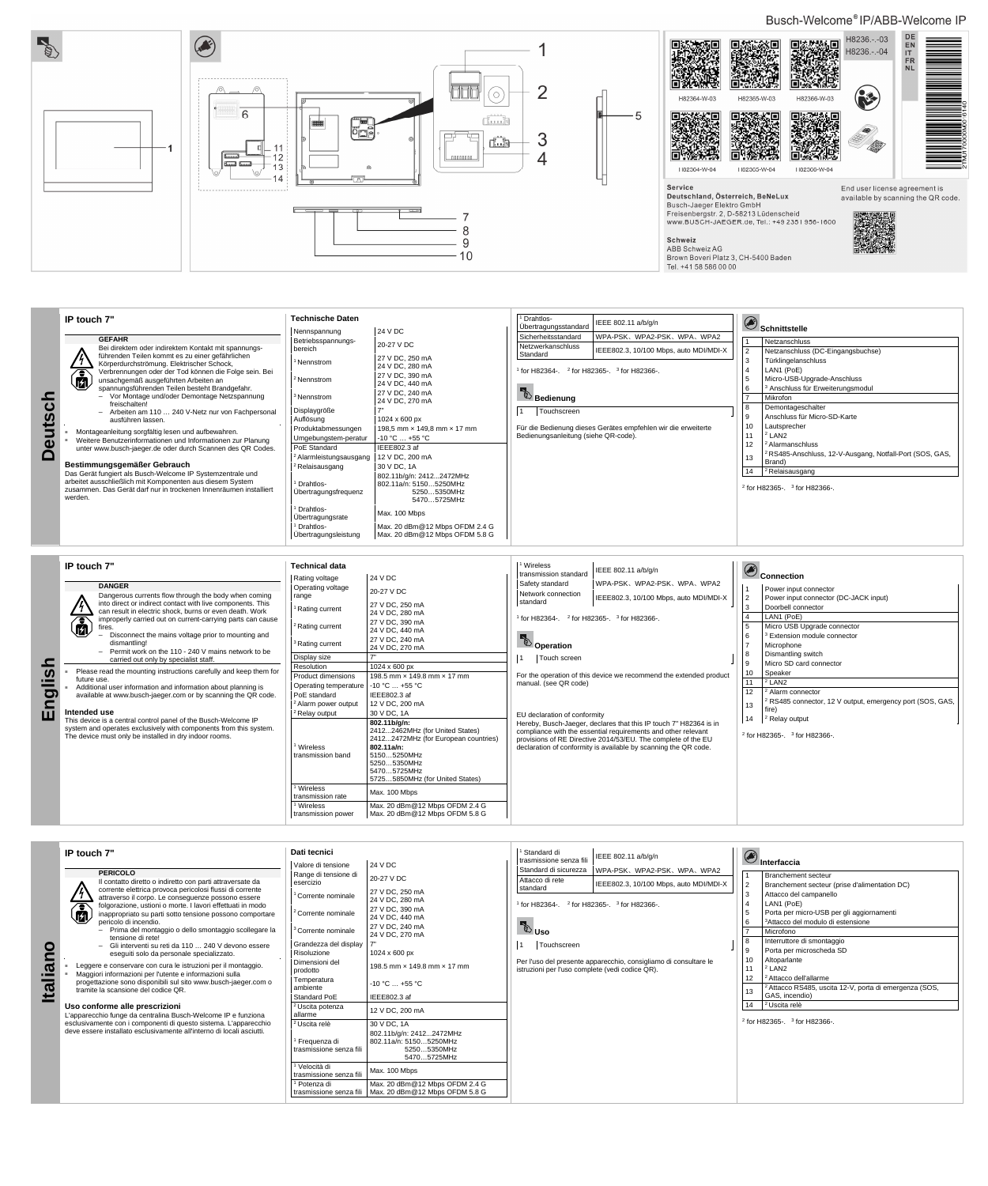Busch-Welcome® IP/ABB-Welcome IP

H8236.-.-03
H8236.-.-04

DE
EN
IT
FR
NL

H82364-W-03 H82365-W-03 H82366-W-03

H82364-W-04 H82365-W-04 H82366-W-04

**Service**
**Deutschland, Österreich, BeNeLux**
Busch-Jaeger Elektro GmbH
Freisenbergstr. 2, D-58213 Lüdenscheid
www.BUSCH-JAEGER.de, Tel.: +49 2351 956-1600

**Schweiz**
ABB Schweiz AG
Brown Boveri Platz 3, CH-5400 Baden
Tel. +41 58 586 00 00

End user license agreement is available by scanning the QR code.

2TMJ170000A00 6140

# Deutsch

## IP touch 7"

**GEFAHR**
Bei direktem oder indirektem Kontakt mit spannungsführenden Teilen kommt es zu einer gefährlichen Körperdurchströmung. Elektrischer Schock, Verbrennungen oder der Tod können die Folge sein. Bei unsachgemäß ausgeführten Arbeiten an spannungsführenden Teilen besteht Brandgefahr.
- Vor Montage und/oder Demontage Netzspannung freischalten!
- Arbeiten am 110 … 240 V-Netz nur von Fachpersonal ausführen lassen.

- Montageanleitung sorgfältig lesen und aufbewahren.
- Weitere Benutzerinformationen und Informationen zur Planung unter www.busch-jaeger.de oder durch Scannen des QR Codes.

### Bestimmungsgemäßer Gebrauch
Das Gerät fungiert als Busch-Welcome IP Systemzentrale und arbeitet ausschließlich mit Komponenten aus diesem System zusammen. Das Gerät darf nur in trockenen Innenräumen installiert werden.

### Technische Daten

| | |
|---|---|
| Nennspannung | 24 V DC |
| Betriebsspannungsbereich | 20-27 V DC |
| [1] Nennstrom | 27 V DC, 250 mA<br>24 V DC, 280 mA |
| [2] Nennstrom | 27 V DC, 390 mA<br>24 V DC, 440 mA |
| [3] Nennstrom | 27 V DC, 240 mA<br>24 V DC, 270 mA |
| Displaygröße | 7" |
| Auflösung | 1024 x 600 px |
| Produktabmessungen | 198,5 mm × 149,8 mm × 17 mm |
| Umgebungstem-peratur | -10 °C … +55 °C |
| PoE Standard | IEEE802.3 af |
| [2] Alarmleistungsausgang | 12 V DC, 200 mA |
| [2] Relaisausgang | 30 V DC, 1A |
| [1] Drahtlos-Übertragungsfrequenz | 802.11b/g/n: 2412...2472MHz<br>802.11a/n: 5150...5250MHz<br>5250...5350MHz<br>5470...5725MHz |
| [1] Drahtlos-Übertragungsrate | Max. 100 Mbps |
| [1] Drahtlos-Übertragungsleistung | Max. 20 dBm@12 Mbps OFDM 2.4 G<br>Max. 20 dBm@12 Mbps OFDM 5.8 G |
| [1] Drahtlos-Übertragungsstandard | IEEE 802.11 a/b/g/n |
| Sicherheitsstandard | WPA-PSK、WPA2-PSK、WPA、WPA2 |
| Netzwerkanschluss Standard | IEEE802.3, 10/100 Mbps, auto MDI/MDI-X |

[1] for H82364-. [2] for H82365-. [3] for H82366-.

### Bedienung

| | |
|---|---|
| 1 | Touchscreen |

Für die Bedienung dieses Gerätes empfehlen wir die erweiterte Bedienungsanleitung (siehe QR-code).

### Schnittstelle

| | |
|---|---|
| 1 | Netzanschluss |
| 2 | Netzanschluss (DC-Eingangsbuchse) |
| 3 | Türklingelanschluss |
| 4 | LAN1 (PoE) |
| 5 | Micro-USB-Upgrade-Anschluss |
| 6 | [3] Anschluss für Erweiterungsmodul |
| 7 | Mikrofon |
| 8 | Demontageschalter |
| 9 | Anschluss für Micro-SD-Karte |
| 10 | Lautsprecher |
| 11 | [2] LAN2 |
| 12 | [2] Alarmanschluss |
| 13 | [2] RS485-Anschluss, 12-V-Ausgang, Notfall-Port (SOS, GAS, Brand) |
| 14 | [2] Relaisausgang |

[2] for H82365-. [3] for H82366-.

# English

## IP touch 7"

**DANGER**
Dangerous currents flow through the body when coming into direct or indirect contact with live components. This can result in electric shock, burns or even death. Work improperly carried out on current-carrying parts can cause fires.
- Disconnect the mains voltage prior to mounting and dismantling!
- Permit work on the 110 - 240 V mains network to be carried out only by specialist staff.

- Please read the mounting instructions carefully and keep them for future use.
- Additional user information and information about planning is available at www.busch-jaeger.com or by scanning the QR code.

### Intended use
This device is a central control panel of the Busch-Welcome IP system and operates exclusively with components from this system. The device must only be installed in dry indoor rooms.

### Technical data

| | |
|---|---|
| Rating voltage | 24 V DC |
| Operating voltage range | 20-27 V DC |
| [1] Rating current | 27 V DC, 250 mA<br>24 V DC, 280 mA |
| [2] Rating current | 27 V DC, 390 mA<br>24 V DC, 440 mA |
| [3] Rating current | 27 V DC, 240 mA<br>24 V DC, 270 mA |
| Display size | 7" |
| Resolution | 1024 x 600 px |
| Product dimensions | 198.5 mm × 149.8 mm × 17 mm |
| Operating temperature | -10 °C … +55 °C |
| PoE standard | IEEE802.3 af |
| [2] Alarm power output | 12 V DC, 200 mA |
| [2] Relay output | 30 V DC, 1A |
| [1] Wireless transmission band | **802.11b/g/n:**<br>2412...2462MHz (for United States)<br>2412...2472MHz (for European countries)<br>**802.11a/n:**<br>5150...5250MHz<br>5250...5350MHz<br>5470...5725MHz<br>5725...5850MHz (for United States) |
| [1] Wireless transmission rate | Max. 100 Mbps |
| [1] Wireless transmission power | Max. 20 dBm@12 Mbps OFDM 2.4 G<br>Max. 20 dBm@12 Mbps OFDM 5.8 G |
| [1] Wireless transmission standard | IEEE 802.11 a/b/g/n |
| Safety standard | WPA-PSK、WPA2-PSK、WPA、WPA2 |
| Network connection standard | IEEE802.3, 10/100 Mbps, auto MDI/MDI-X |

[1] for H82364-. [2] for H82365-. [3] for H82366-.

### Operation

| | |
|---|---|
| 1 | Touch screen |

For the operation of this device we recommend the extended product manual. (see QR code)

EU declaration of conformity
Hereby, Busch-Jaeger, declares that this IP touch 7" H82364 is in compliance with the essential requirements and other relevant provisions of RE Directive 2014/53/EU. The complete of the EU declaration of conformity is available by scanning the QR code.

### Connection

| | |
|---|---|
| 1 | Power input connector |
| 2 | Power input connector (DC-JACK input) |
| 3 | Doorbell connector |
| 4 | LAN1 (PoE) |
| 5 | Micro USB Upgrade connector |
| 6 | [3] Extension module connector |
| 7 | Microphone |
| 8 | Dismantling switch |
| 9 | Micro SD card connector |
| 10 | Speaker |
| 11 | [2] LAN2 |
| 12 | [2] Alarm connector |
| 13 | [2] RS485 connector, 12 V output, emergency port (SOS, GAS, fire) |
| 14 | [2] Relay output |

[2] for H82365-. [3] for H82366-.

# Italiano

## IP touch 7"

**PERICOLO**
Il contatto diretto o indiretto con parti attraversate da corrente elettrica provoca pericolosi flussi di corrente attraverso il corpo. Le conseguenze possono essere folgorazione, ustioni o morte. I lavori effettuati in modo inappropriato su parti sotto tensione possono comportare pericolo di incendio.
- Prima del montaggio o dello smontaggio scollegare la tensione di rete!
- Gli interventi su reti da 110 ... 240 V devono essere eseguiti solo da personale specializzato.

- Leggere e conservare con cura le istruzioni per il montaggio.
- Maggiori informazioni per l'utente e informazioni sulla progettazione sono disponibili sul sito www.busch-jaeger.com o tramite la scansione del codice QR.

### Uso conforme alle prescrizioni
L'apparecchio funge da centralina Busch-Welcome IP e funziona esclusivamente con i componenti di questo sistema. L'apparecchio deve essere installato esclusivamente all'interno di locali asciutti.

### Dati tecnici

| | |
|---|---|
| Valore di tensione | 24 V DC |
| Range di tensione di esercizio | 20-27 V DC |
| [1] Corrente nominale | 27 V DC, 250 mA<br>24 V DC, 280 mA |
| [2] Corrente nominale | 27 V DC, 390 mA<br>24 V DC, 440 mA |
| [3] Corrente nominale | 27 V DC, 240 mA<br>24 V DC, 270 mA |
| Grandezza del display | 7" |
| Risoluzione | 1024 x 600 px |
| Dimensioni del prodotto | 198.5 mm × 149.8 mm × 17 mm |
| Temperatura ambiente | -10 °C … +55 °C |
| Standard PoE | IEEE802.3 af |
| [2] Uscita potenza allarme | 12 V DC, 200 mA |
| [2] Uscita relè | 30 V DC, 1A |
| [1] Frequenza di trasmissione senza fili | 802.11b/g/n: 2412...2472MHz<br>802.11a/n: 5150...5250MHz<br>5250...5350MHz<br>5470...5725MHz |
| [1] Velocità di trasmissione senza fili | Max. 100 Mbps |
| [1] Potenza di trasmissione senza fili | Max. 20 dBm@12 Mbps OFDM 2.4 G<br>Max. 20 dBm@12 Mbps OFDM 5.8 G |
| [1] Standard di trasmissione senza fili | IEEE 802.11 a/b/g/n |
| Standard di sicurezza | WPA-PSK、WPA2-PSK、WPA、WPA2 |
| Attacco di rete standard | IEEE802.3, 10/100 Mbps, auto MDI/MDI-X |

[1] for H82364-. [2] for H82365-. [3] for H82366-.

### Uso

| | |
|---|---|
| 1 | Touchscreen |

Per l'uso del presente apparecchio, consigliamo di consultare le istruzioni per l'uso complete (vedi codice QR).

### Interfaccia

| | |
|---|---|
| 1 | Branchement secteur |
| 2 | Branchement secteur (prise d'alimentation DC) |
| 3 | Attacco del campanello |
| 4 | LAN1 (PoE) |
| 5 | Porta per micro-USB per gli aggiornamenti |
| 6 | [3] Attacco del modulo di estensione |
| 7 | Microfono |
| 8 | Interruttore di smontaggio |
| 9 | Porta per microscheda SD |
| 10 | Altoparlante |
| 11 | [2] LAN2 |
| 12 | [2] Attacco dell'allarme |
| 13 | [2] Attacco RS485, uscita 12-V, porta di emergenza (SOS, GAS, incendio) |
| 14 | [2] Uscita relè |

[2] for H82365-. [3] for H82366-.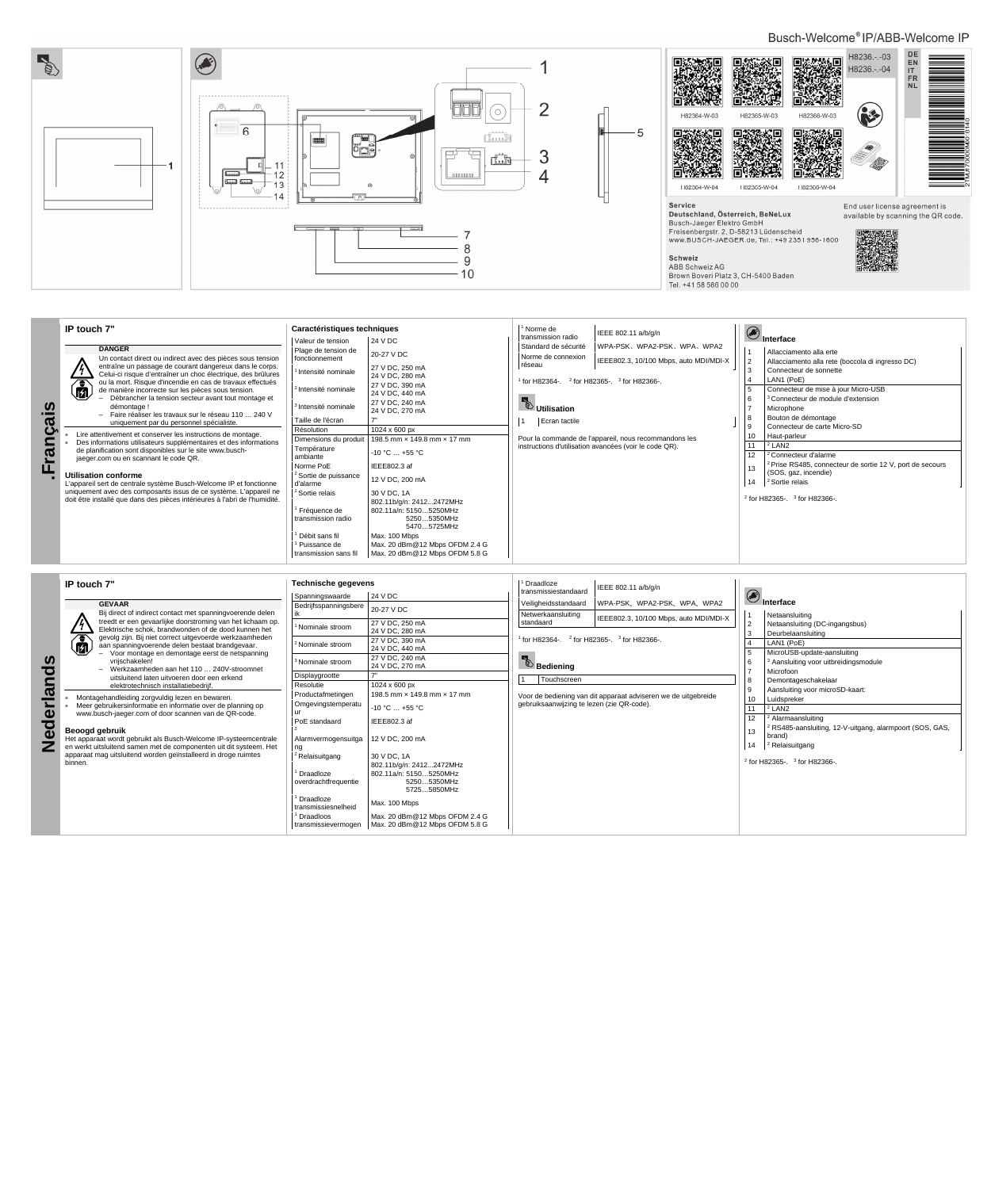Busch-Welcome® IP/ABB-Welcome IP

1
2
3
4
5
6
7
8
9
10
11
12
13
14

H8236.-.-03
H8236.-.-04

DE
EN
IT
FR
NL

H82364-W-03 H82365-W-03 H82366-W-03
H82364-W-04 H82365-W-04 H82366-W-04

**Service**
**Deutschland, Österreich, BeNeLux**
Busch-Jaeger Elektro GmbH
Freisenbergstr. 2, D-58213 Lüdenscheid
www.BUSCH-JAEGER.de, Tel.: +49 2351 956-1600

**Schweiz**
ABB Schweiz AG
Brown Boveri Platz 3, CH-5400 Baden
Tel. +41 58 586 00 00

End user license agreement is available by scanning the QR code.

2TMA170000M0016140

# Français

## IP touch 7"

**DANGER**
Un contact direct ou indirect avec des pièces sous tension entraîne un passage de courant dangereux dans le corps. Celui-ci risque d'entraîner un choc électrique, des brûlures ou la mort. Risque d'incendie en cas de travaux effectués de manière incorrecte sur les pièces sous tension.
- Débrancher la tension secteur avant tout montage et démontage !
- Faire réaliser les travaux sur le réseau 110 … 240 V uniquement par du personnel spécialiste.

- Lire attentivement et conserver les instructions de montage.
- Des informations utilisateurs supplémentaires et des informations de planification sont disponibles sur le site www.busch-jaeger.com ou en scannant le code QR.

**Utilisation conforme**
L'appareil sert de centrale système Busch-Welcome IP et fonctionne uniquement avec des composants issus de ce système. L'appareil ne doit être installé que dans des pièces intérieures à l'abri de l'humidité.

## Caractéristiques techniques

| | |
|---|---|
| Valeur de tension | 24 V DC |
| Plage de tension de fonctionnement | 20-27 V DC |
| [1] Intensité nominale | 27 V DC, 250 mA<br>24 V DC, 280 mA |
| [2] Intensité nominale | 27 V DC, 390 mA<br>24 V DC, 440 mA |
| [3] Intensité nominale | 27 V DC, 240 mA<br>24 V DC, 270 mA |
| Taille de l'écran | 7" |
| Résolution | 1024 x 600 px |
| Dimensions du produit | 198.5 mm × 149.8 mm × 17 mm |
| Température ambiante | -10 °C … +55 °C |
| Norme PoE | IEEE802.3 af |
| [2] Sortie de puissance d'alarme | 12 V DC, 200 mA |
| [2] Sortie relais | 30 V DC, 1A |
| [1] Fréquence de transmission radio | 802.11b/g/n: 2412...2472MHz<br>802.11a/n: 5150…5250MHz<br>5250…5350MHz<br>5470…5725MHz |
| [1] Débit sans fil | Max. 100 Mbps |
| [1] Puissance de transmission sans fil | Max. 20 dBm@12 Mbps OFDM 2.4 G<br>Max. 20 dBm@12 Mbps OFDM 5.8 G |
| [1] Norme de transmission radio | IEEE 802.11 a/b/g/n |
| Standard de sécurité | WPA-PSK、WPA2-PSK、WPA、WPA2 |
| Norme de connexion réseau | IEEE802.3, 10/100 Mbps, auto MDI/MDI-X |

[1] for H82364-. [2] for H82365-. [3] for H82366-.

## Utilisation

| | |
|---|---|
| 1 | Ecran tactile |

Pour la commande de l'appareil, nous recommandons les instructions d'utilisation avancées (voir le code QR).

## Interface

| | |
|---|---|
| 1 | Allacciamento alla erte |
| 2 | Allacciamento alla rete (boccola di ingresso DC) |
| 3 | Connecteur de sonnette |
| 4 | LAN1 (PoE) |
| 5 | Connecteur de mise à jour Micro-USB |
| 6 | [3] Connecteur de module d'extension |
| 7 | Microphone |
| 8 | Bouton de démontage |
| 9 | Connecteur de carte Micro-SD |
| 10 | Haut-parleur |
| 11 | [2] LAN2 |
| 12 | [2] Connecteur d'alarme |
| 13 | [2] Prise RS485, connecteur de sortie 12 V, port de secours (SOS, gaz, incendie) |
| 14 | [2] Sortie relais |

[2] for H82365-. [3] for H82366-.

# Nederlands

## IP touch 7"

**GEVAAR**
Bij direct of indirect contact met spanningvoerende delen treedt er een gevaarlijke doorstroming van het lichaam op. Elektrische schok, brandwonden of de dood kunnen het gevolg zijn. Bij niet correct uitgevoerde werkzaamheden aan spanningvoerende delen bestaat brandgevaar.
- Voor montage en demontage eerst de netspanning vrijschakelen!
- Werkzaamheden aan het 110 … 240V-stroomnet uitsluitend laten uitvoeren door een erkend elektrotechnisch installatiebedrijf.

- Montagehandleiding zorgvuldig lezen en bewaren.
- Meer gebruikersinformatie en informatie over de planning op www.busch-jaeger.com of door scannen van de QR-code.

**Beoogd gebruik**
Het apparaat wordt gebruikt als Busch-Welcome IP-systeemcentrale en werkt uitsluitend samen met de componenten uit dit systeem. Het apparaat mag uitsluitend worden geïnstalleerd in droge ruimtes binnen.

## Technische gegevens

| | |
|---|---|
| Spanningswaarde | 24 V DC |
| Bedrijfsspanningsbereik | 20-27 V DC |
| [1] Nominale stroom | 27 V DC, 250 mA<br>24 V DC, 280 mA |
| [2] Nominale stroom | 27 V DC, 390 mA<br>24 V DC, 440 mA |
| [3] Nominale stroom | 27 V DC, 240 mA<br>24 V DC, 270 mA |
| Displaygrootte | 7" |
| Resolutie | 1024 x 600 px |
| Productafmetingen | 198.5 mm × 149.8 mm × 17 mm |
| Omgevingstemperatuur | -10 °C … +55 °C |
| PoE standaard | IEEE802.3 af |
| Alarmvermogensuitgang [2] | 12 V DC, 200 mA |
| [2] Relaisuitgang | 30 V DC, 1A |
| [1] Draadloze overdrachtfrequentie | 802.11b/g/n: 2412...2472MHz<br>802.11a/n: 5150…5250MHz<br>5250…5350MHz<br>5725…5850MHz |
| [1] Draadloze transmissiesnelheid | Max. 100 Mbps |
| [1] Draadloos transmissievermogen | Max. 20 dBm@12 Mbps OFDM 2.4 G<br>Max. 20 dBm@12 Mbps OFDM 5.8 G |
| [1] Draadloze transmissiestandaard | IEEE 802.11 a/b/g/n |
| Veiligheidsstandaard | WPA-PSK、WPA2-PSK、WPA、WPA2 |
| Netwerkaansluiting standaard | IEEE802.3, 10/100 Mbps, auto MDI/MDI-X |

[1] for H82364-. [2] for H82365-. [3] for H82366-.

## Bediening

| | |
|---|---|
| 1 | Touchscreen |

Voor de bediening van dit apparaat adviseren we de uitgebreide gebruiksaanwijzing te lezen (zie QR-code).

## Interface

| | |
|---|---|
| 1 | Netaansluiting |
| 2 | Netaansluiting (DC-ingangsbus) |
| 3 | Deurbelaansluiting |
| 4 | LAN1 (PoE) |
| 5 | MicroUSB-update-aansluiting |
| 6 | [3] Aansluiting voor uitbreidingsmodule |
| 7 | Microfoon |
| 8 | Demontageschakelaar |
| 9 | Aansluiting voor microSD-kaart: |
| 10 | Luidspreker |
| 11 | [2] LAN2 |
| 12 | [2] Alarmaansluiting |
| 13 | [2] RS485-aansluiting, 12-V-uitgang, alarmpoort (SOS, GAS, brand) |
| 14 | [2] Relaisuitgang |

[2] for H82365-. [3] for H82366-.